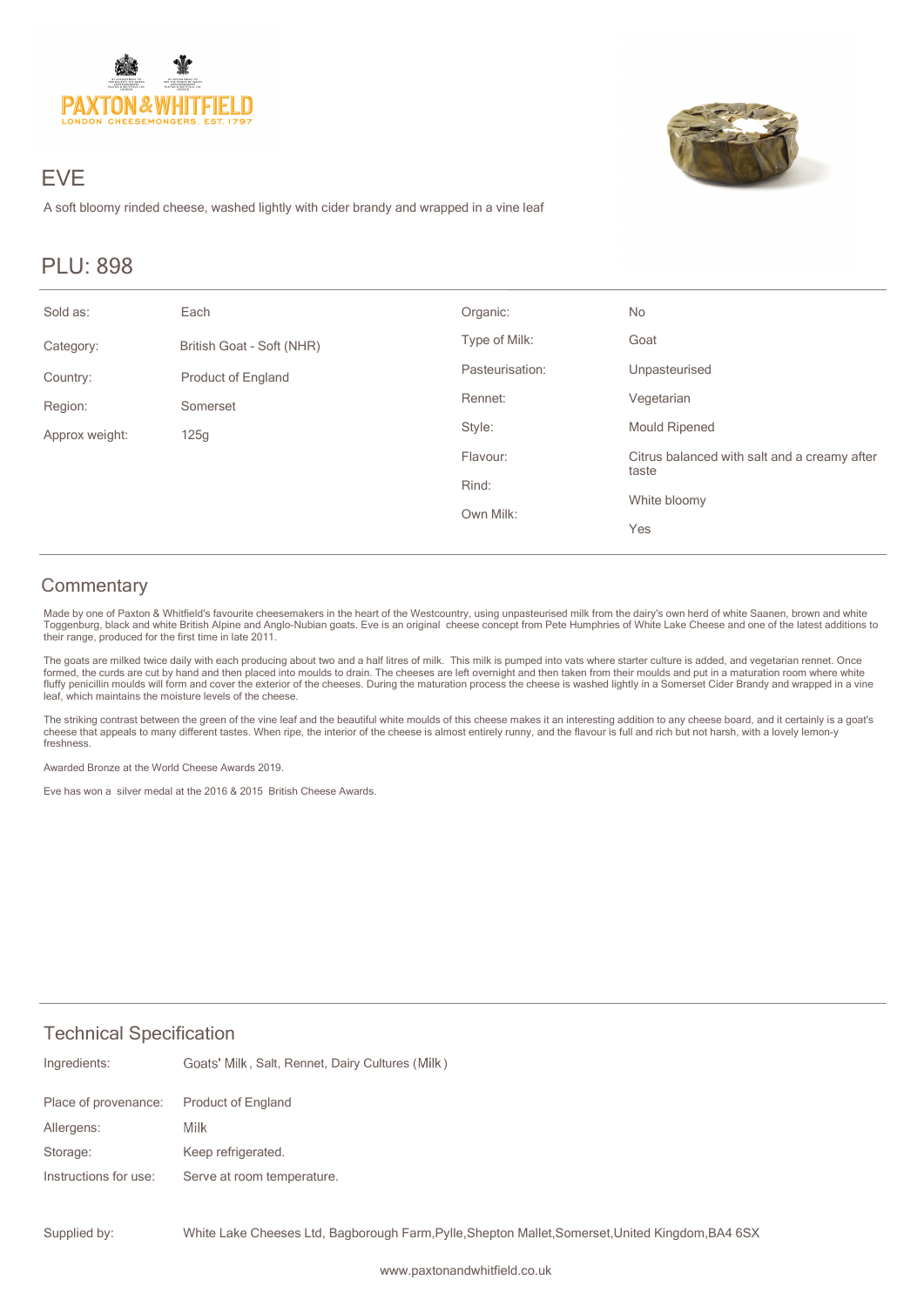# EVE

A soft bloomy rinded cheese, washed lightly with cider brandy and wrapped in a vine leaf

## PLU: 898

| | | | |
|---|---|---|---|
| Sold as: | Each | Organic: | No |
| Category: | British Goat - Soft (NHR) | Type of Milk: | Goat |
| Country: | Product of England | Pasteurisation: | Unpasteurised |
| Region: | Somerset | Rennet: | Vegetarian |
| Approx weight: | 125g | Style: | Mould Ripened |
| | | Flavour: | Citrus balanced with salt and a creamy after taste |
| | | Rind: | White bloomy |
| | | Own Milk: | Yes |

## Commentary

Made by one of Paxton & Whitfield's favourite cheesemakers in the heart of the Westcountry, using unpasteurised milk from the dairy's own herd of white Saanen, brown and white Toggenburg, black and white British Alpine and Anglo-Nubian goats. Eve is an original cheese concept from Pete Humphries of White Lake Cheese and one of the latest additions to their range, produced for the first time in late 2011.

The goats are milked twice daily with each producing about two and a half litres of milk. This milk is pumped into vats where starter culture is added, and vegetarian rennet. Once formed, the curds are cut by hand and then placed into moulds to drain. The cheeses are left overnight and then taken from their moulds and put in a maturation room where white fluffy penicillin moulds will form and cover the exterior of the cheeses. During the maturation process the cheese is washed lightly in a Somerset Cider Brandy and wrapped in a vine leaf, which maintains the moisture levels of the cheese.

The striking contrast between the green of the vine leaf and the beautiful white moulds of this cheese makes it an interesting addition to any cheese board, and it certainly is a goat's cheese that appeals to many different tastes. When ripe, the interior of the cheese is almost entirely runny, and the flavour is full and rich but not harsh, with a lovely lemon-y freshness.

Awarded Bronze at the World Cheese Awards 2019.

Eve has won a silver medal at the 2016 & 2015 British Cheese Awards.

## Technical Specification

| | |
|---|---|
| Ingredients: | Goats' Milk, Salt, Rennet, Dairy Cultures (Milk) |
| Place of provenance: | Product of England |
| Allergens: | Milk |
| Storage: | Keep refrigerated. |
| Instructions for use: | Serve at room temperature. |

Supplied by: White Lake Cheeses Ltd, Bagborough Farm,Pylle,Shepton Mallet,Somerset,United Kingdom,BA4 6SX

www.paxtonandwhitfield.co.uk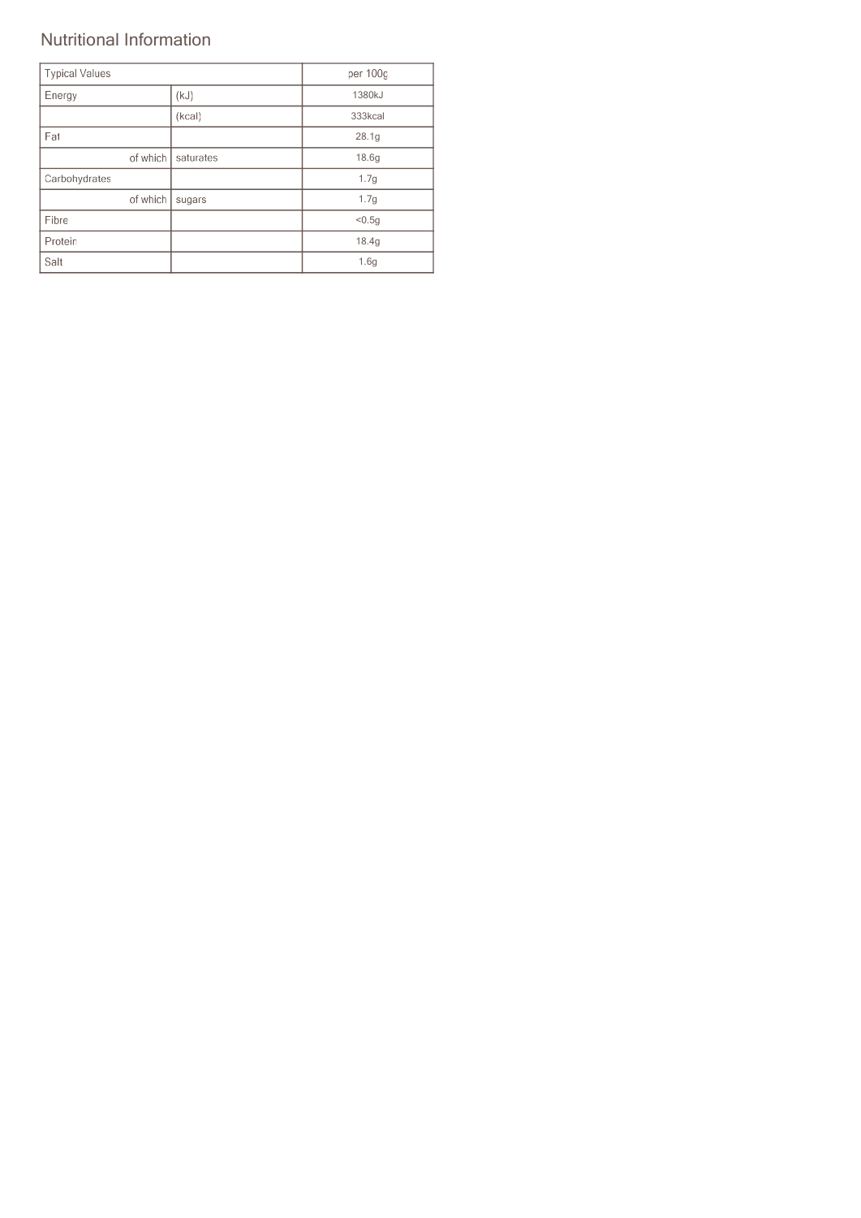## Nutritional Information

| Typical Values | | per 100g |
|---|---|---|
| Energy | (kJ) | 1380kJ |
| | (kcal) | 333kcal |
| Fat | | 28.1g |
| of which | saturates | 18.6g |
| Carbohydrates | | 1.7g |
| of which | sugars | 1.7g |
| Fibre | | <0.5g |
| Protein | | 18.4g |
| Salt | | 1.6g |